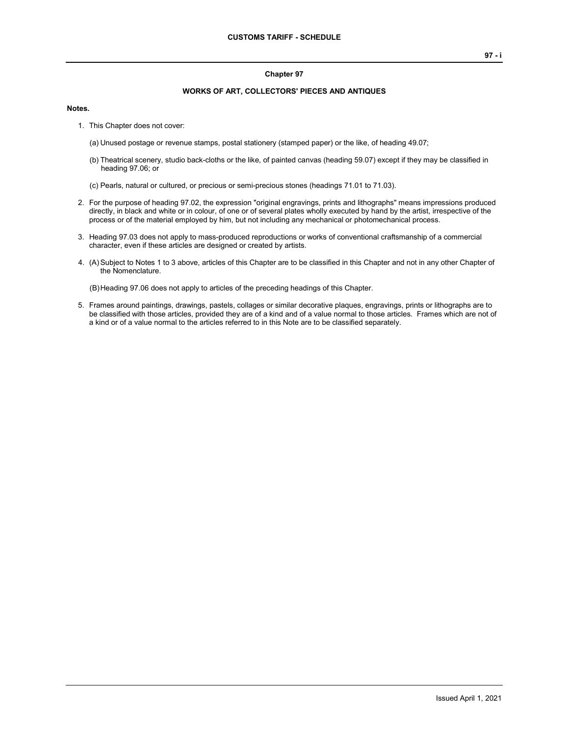## Chapter 97

## WORKS OF ART, COLLECTORS' PIECES AND ANTIQUES

**Notes.**

1. This Chapter does not cover:

   (a) Unused postage or revenue stamps, postal stationery (stamped paper) or the like, of heading 49.07;

   (b) Theatrical scenery, studio back-cloths or the like, of painted canvas (heading 59.07) except if they may be classified in heading 97.06; or

   (c) Pearls, natural or cultured, or precious or semi-precious stones (headings 71.01 to 71.03).

2. For the purpose of heading 97.02, the expression "original engravings, prints and lithographs" means impressions produced directly, in black and white or in colour, of one or of several plates wholly executed by hand by the artist, irrespective of the process or of the material employed by him, but not including any mechanical or photomechanical process.

3. Heading 97.03 does not apply to mass-produced reproductions or works of conventional craftsmanship of a commercial character, even if these articles are designed or created by artists.

4. (A) Subject to Notes 1 to 3 above, articles of this Chapter are to be classified in this Chapter and not in any other Chapter of the Nomenclature.

   (B) Heading 97.06 does not apply to articles of the preceding headings of this Chapter.

5. Frames around paintings, drawings, pastels, collages or similar decorative plaques, engravings, prints or lithographs are to be classified with those articles, provided they are of a kind and of a value normal to those articles. Frames which are not of a kind or of a value normal to the articles referred to in this Note are to be classified separately.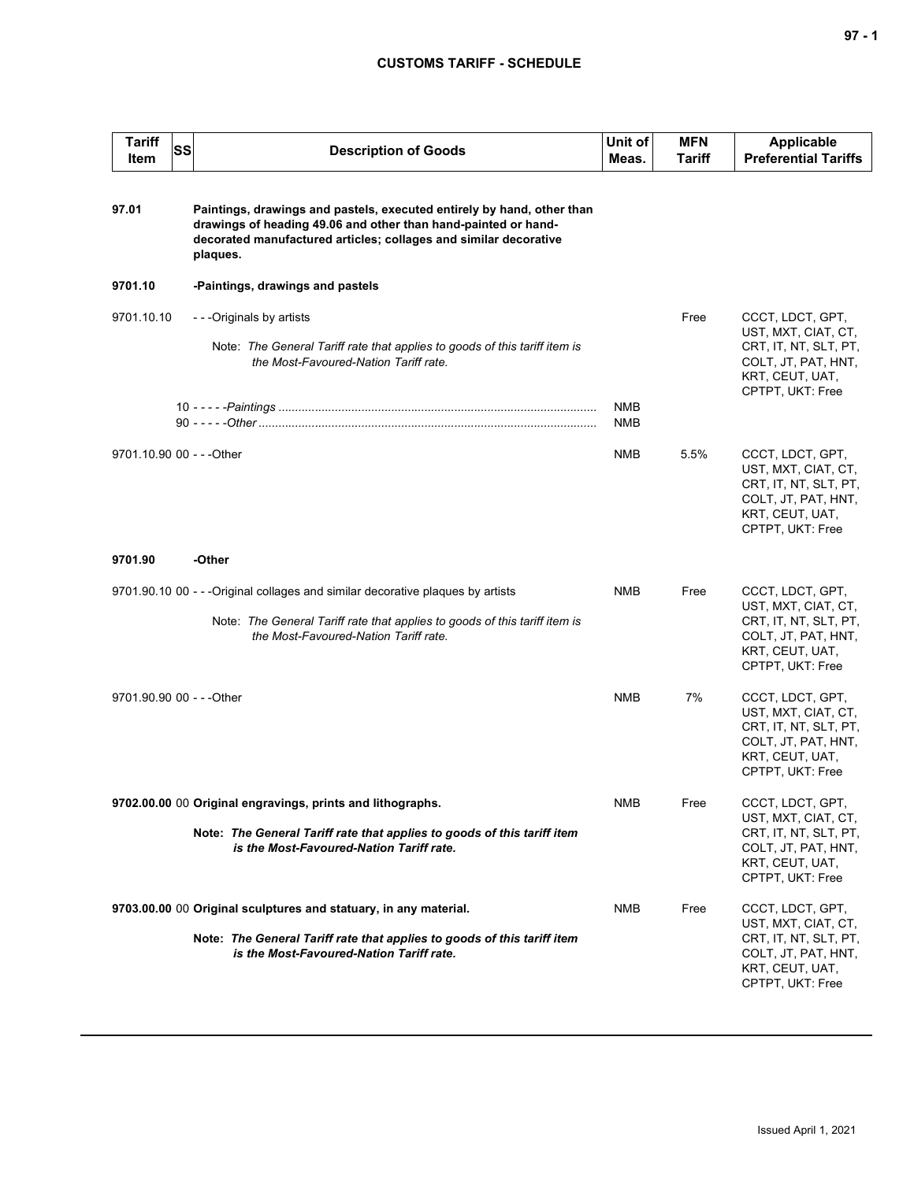| Tariff Item | SS | Description of Goods | Unit of Meas. | MFN Tariff | Applicable Preferential Tariffs |
|---|---|---|---|---|---|
| **97.01** | | **Paintings, drawings and pastels, executed entirely by hand, other than drawings of heading 49.06 and other than hand-painted or hand-decorated manufactured articles; collages and similar decorative plaques.** | | | |
| **9701.10** | | **-Paintings, drawings and pastels** | | | |
| 9701.10.10 | | ---Originals by artists<br><br>Note: *The General Tariff rate that applies to goods of this tariff item is the Most-Favoured-Nation Tariff rate.* | | Free | CCCT, LDCT, GPT, UST, MXT, CIAT, CT, CRT, IT, NT, SLT, PT, COLT, JT, PAT, HNT, KRT, CEUT, UAT, CPTPT, UKT: Free |
| | 10 | -----*Paintings* | NMB | | |
| | 90 | -----*Other* | NMB | | |
| 9701.10.90 | 00 | ---Other | NMB | 5.5% | CCCT, LDCT, GPT, UST, MXT, CIAT, CT, CRT, IT, NT, SLT, PT, COLT, JT, PAT, HNT, KRT, CEUT, UAT, CPTPT, UKT: Free |
| **9701.90** | | **-Other** | | | |
| 9701.90.10 | 00 | ---Original collages and similar decorative plaques by artists<br><br>Note: *The General Tariff rate that applies to goods of this tariff item is the Most-Favoured-Nation Tariff rate.* | NMB | Free | CCCT, LDCT, GPT, UST, MXT, CIAT, CT, CRT, IT, NT, SLT, PT, COLT, JT, PAT, HNT, KRT, CEUT, UAT, CPTPT, UKT: Free |
| 9701.90.90 | 00 | ---Other | NMB | 7% | CCCT, LDCT, GPT, UST, MXT, CIAT, CT, CRT, IT, NT, SLT, PT, COLT, JT, PAT, HNT, KRT, CEUT, UAT, CPTPT, UKT: Free |
| **9702.00.00** | 00 | **Original engravings, prints and lithographs.**<br><br>**Note:** ***The General Tariff rate that applies to goods of this tariff item is the Most-Favoured-Nation Tariff rate.*** | NMB | Free | CCCT, LDCT, GPT, UST, MXT, CIAT, CT, CRT, IT, NT, SLT, PT, COLT, JT, PAT, HNT, KRT, CEUT, UAT, CPTPT, UKT: Free |
| **9703.00.00** | 00 | **Original sculptures and statuary, in any material.**<br><br>**Note:** ***The General Tariff rate that applies to goods of this tariff item is the Most-Favoured-Nation Tariff rate.*** | NMB | Free | CCCT, LDCT, GPT, UST, MXT, CIAT, CT, CRT, IT, NT, SLT, PT, COLT, JT, PAT, HNT, KRT, CEUT, UAT, CPTPT, UKT: Free |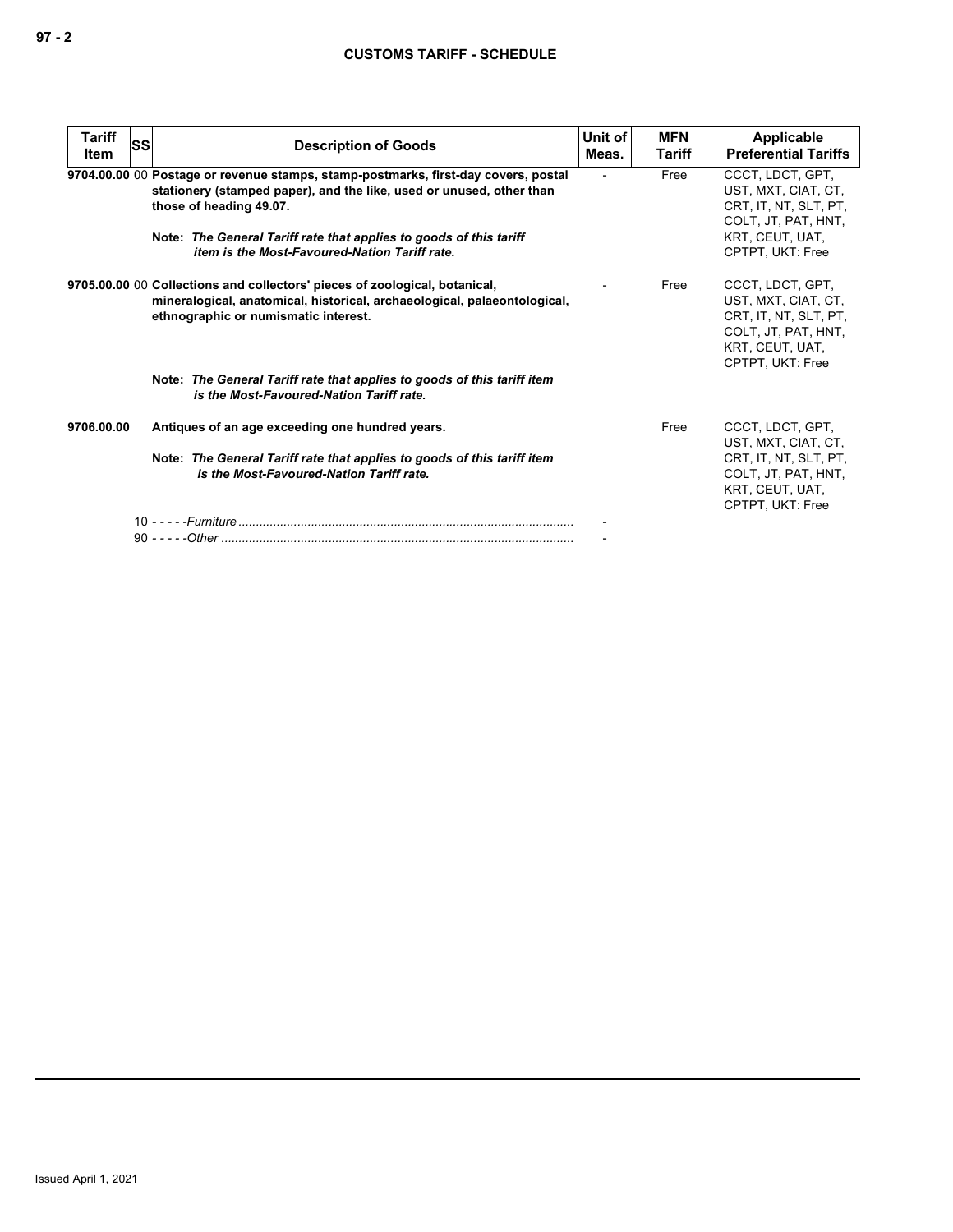| Tariff Item | SS | Description of Goods | Unit of Meas. | MFN Tariff | Applicable Preferential Tariffs |
|---|---|---|---|---|---|
| 9704.00.00 | 00 | **Postage or revenue stamps, stamp-postmarks, first-day covers, postal stationery (stamped paper), and the like, used or unused, other than those of heading 49.07.**<br><br>**Note:** ***The General Tariff rate that applies to goods of this tariff item is the Most-Favoured-Nation Tariff rate.*** | - | Free | CCCT, LDCT, GPT, UST, MXT, CIAT, CT, CRT, IT, NT, SLT, PT, COLT, JT, PAT, HNT, KRT, CEUT, UAT, CPTPT, UKT: Free |
| 9705.00.00 | 00 | **Collections and collectors' pieces of zoological, botanical, mineralogical, anatomical, historical, archaeological, palaeontological, ethnographic or numismatic interest.**<br><br>**Note:** ***The General Tariff rate that applies to goods of this tariff item is the Most-Favoured-Nation Tariff rate.*** | - | Free | CCCT, LDCT, GPT, UST, MXT, CIAT, CT, CRT, IT, NT, SLT, PT, COLT, JT, PAT, HNT, KRT, CEUT, UAT, CPTPT, UKT: Free |
| 9706.00.00 | | **Antiques of an age exceeding one hundred years.**<br><br>**Note:** ***The General Tariff rate that applies to goods of this tariff item is the Most-Favoured-Nation Tariff rate.*** | | Free | CCCT, LDCT, GPT, UST, MXT, CIAT, CT, CRT, IT, NT, SLT, PT, COLT, JT, PAT, HNT, KRT, CEUT, UAT, CPTPT, UKT: Free |
| | 10 | - - - - -*Furniture* | - | | |
| | 90 | - - - - -*Other* | - | | |